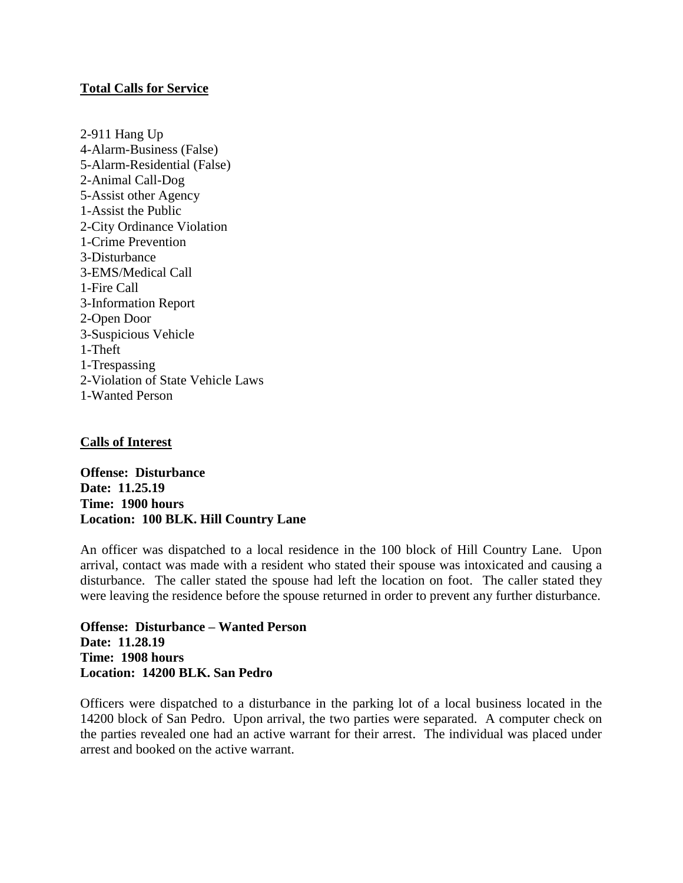**Total Calls for Service**

2-911 Hang Up
4-Alarm-Business (False)
5-Alarm-Residential (False)
2-Animal Call-Dog
5-Assist other Agency
1-Assist the Public
2-City Ordinance Violation
1-Crime Prevention
3-Disturbance
3-EMS/Medical Call
1-Fire Call
3-Information Report
2-Open Door
3-Suspicious Vehicle
1-Theft
1-Trespassing
2-Violation of State Vehicle Laws
1-Wanted Person

**Calls of Interest**

**Offense: Disturbance**
**Date: 11.25.19**
**Time: 1900 hours**
**Location: 100 BLK. Hill Country Lane**

An officer was dispatched to a local residence in the 100 block of Hill Country Lane. Upon arrival, contact was made with a resident who stated their spouse was intoxicated and causing a disturbance. The caller stated the spouse had left the location on foot. The caller stated they were leaving the residence before the spouse returned in order to prevent any further disturbance.

**Offense: Disturbance – Wanted Person**
**Date: 11.28.19**
**Time: 1908 hours**
**Location: 14200 BLK. San Pedro**

Officers were dispatched to a disturbance in the parking lot of a local business located in the 14200 block of San Pedro. Upon arrival, the two parties were separated. A computer check on the parties revealed one had an active warrant for their arrest. The individual was placed under arrest and booked on the active warrant.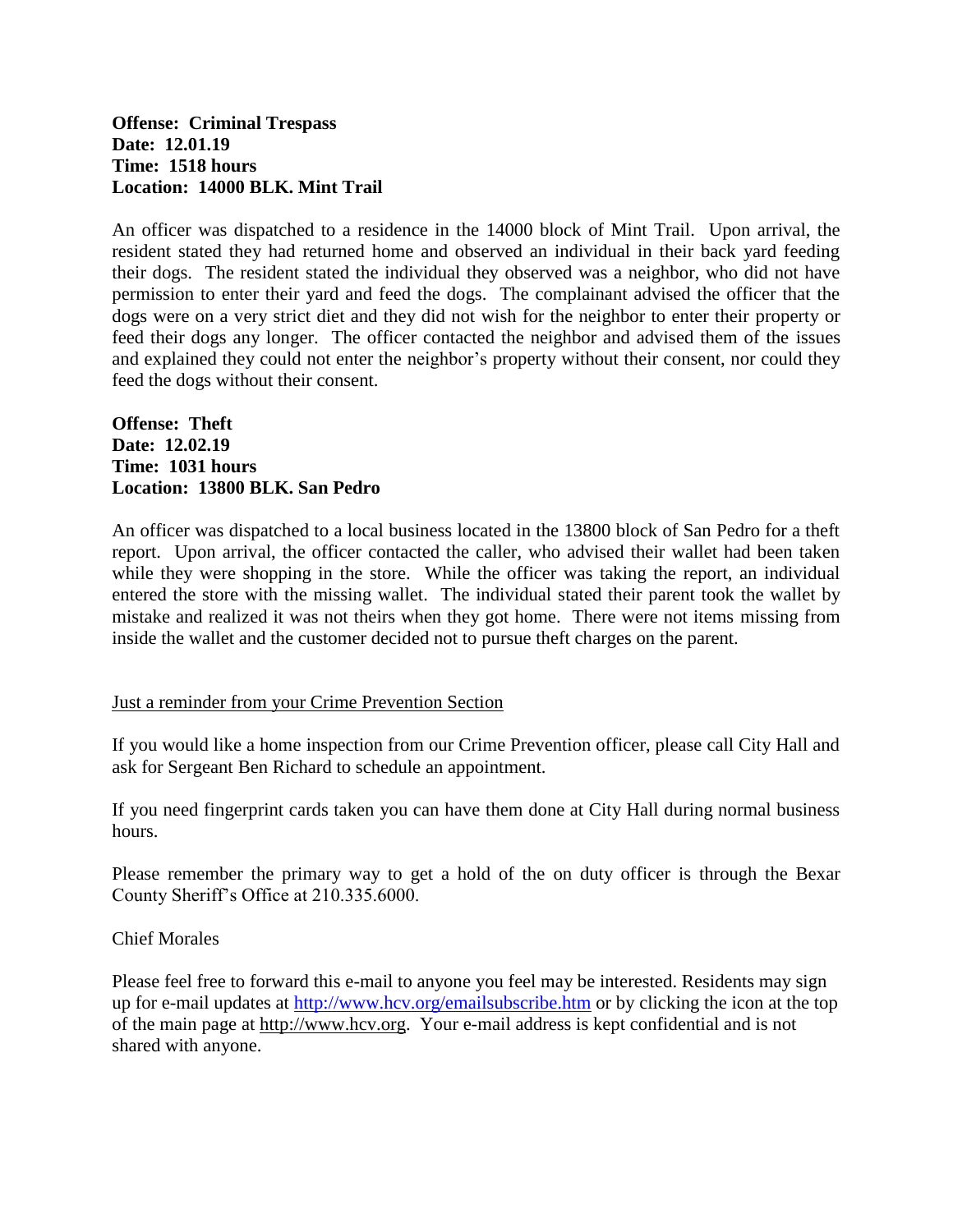**Offense: Criminal Trespass**
**Date: 12.01.19**
**Time: 1518 hours**
**Location: 14000 BLK. Mint Trail**

An officer was dispatched to a residence in the 14000 block of Mint Trail. Upon arrival, the resident stated they had returned home and observed an individual in their back yard feeding their dogs. The resident stated the individual they observed was a neighbor, who did not have permission to enter their yard and feed the dogs. The complainant advised the officer that the dogs were on a very strict diet and they did not wish for the neighbor to enter their property or feed their dogs any longer. The officer contacted the neighbor and advised them of the issues and explained they could not enter the neighbor's property without their consent, nor could they feed the dogs without their consent.

**Offense: Theft**
**Date: 12.02.19**
**Time: 1031 hours**
**Location: 13800 BLK. San Pedro**

An officer was dispatched to a local business located in the 13800 block of San Pedro for a theft report. Upon arrival, the officer contacted the caller, who advised their wallet had been taken while they were shopping in the store. While the officer was taking the report, an individual entered the store with the missing wallet. The individual stated their parent took the wallet by mistake and realized it was not theirs when they got home. There were not items missing from inside the wallet and the customer decided not to pursue theft charges on the parent.

Just a reminder from your Crime Prevention Section

If you would like a home inspection from our Crime Prevention officer, please call City Hall and ask for Sergeant Ben Richard to schedule an appointment.

If you need fingerprint cards taken you can have them done at City Hall during normal business hours.

Please remember the primary way to get a hold of the on duty officer is through the Bexar County Sheriff's Office at 210.335.6000.

Chief Morales

Please feel free to forward this e-mail to anyone you feel may be interested. Residents may sign up for e-mail updates at http://www.hcv.org/emailsubscribe.htm or by clicking the icon at the top of the main page at http://www.hcv.org. Your e-mail address is kept confidential and is not shared with anyone.